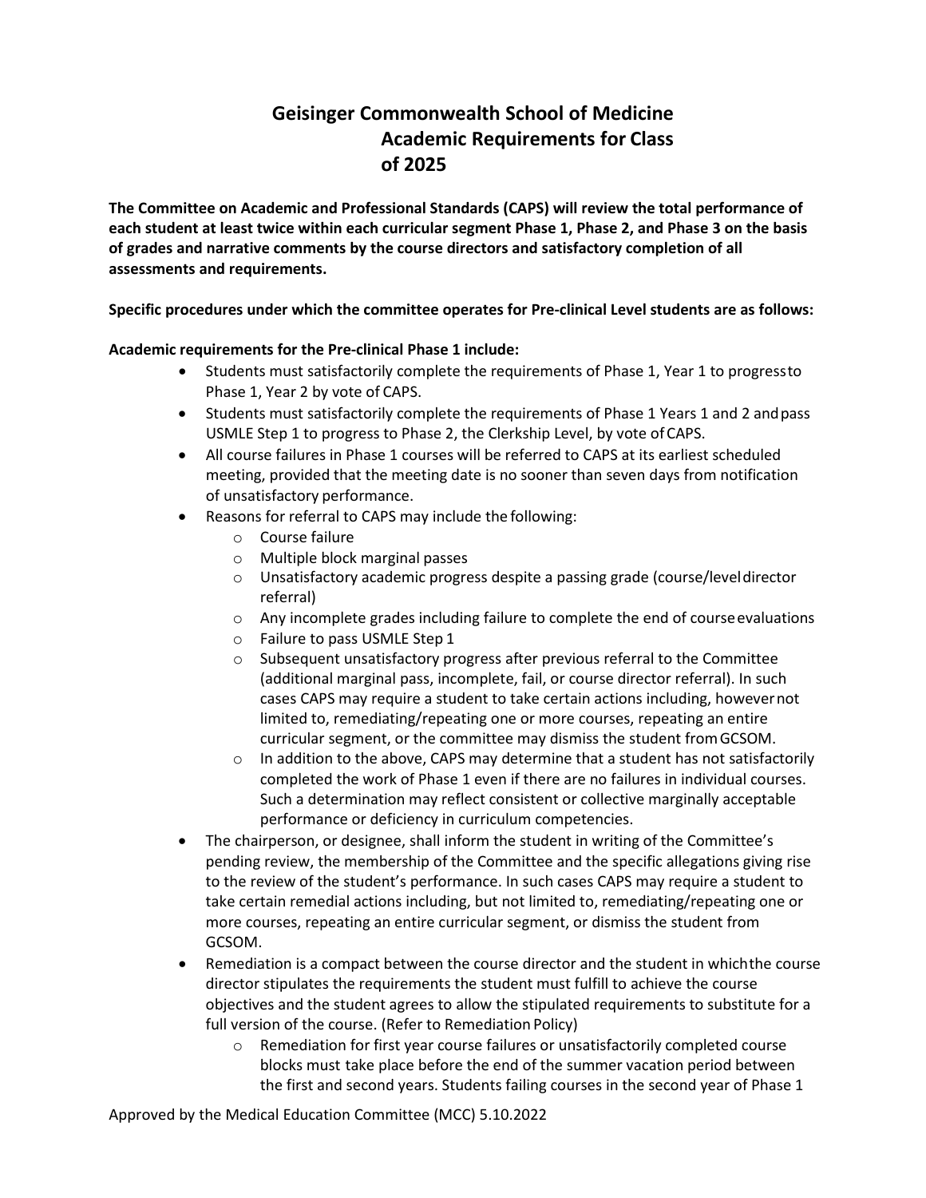# Geisinger Commonwealth School of Medicine
## Academic Requirements for Class of 2025

**The Committee on Academic and Professional Standards (CAPS) will review the total performance of each student at least twice within each curricular segment Phase 1, Phase 2, and Phase 3 on the basis of grades and narrative comments by the course directors and satisfactory completion of all assessments and requirements.**

**Specific procedures under which the committee operates for Pre-clinical Level students are as follows:**

**Academic requirements for the Pre-clinical Phase 1 include:**

- Students must satisfactorily complete the requirements of Phase 1, Year 1 to progress to Phase 1, Year 2 by vote of CAPS.
- Students must satisfactorily complete the requirements of Phase 1 Years 1 and 2 and pass USMLE Step 1 to progress to Phase 2, the Clerkship Level, by vote of CAPS.
- All course failures in Phase 1 courses will be referred to CAPS at its earliest scheduled meeting, provided that the meeting date is no sooner than seven days from notification of unsatisfactory performance.
- Reasons for referral to CAPS may include the following:
  - Course failure
  - Multiple block marginal passes
  - Unsatisfactory academic progress despite a passing grade (course/level director referral)
  - Any incomplete grades including failure to complete the end of course evaluations
  - Failure to pass USMLE Step 1
  - Subsequent unsatisfactory progress after previous referral to the Committee (additional marginal pass, incomplete, fail, or course director referral). In such cases CAPS may require a student to take certain actions including, however not limited to, remediating/repeating one or more courses, repeating an entire curricular segment, or the committee may dismiss the student from GCSOM.
  - In addition to the above, CAPS may determine that a student has not satisfactorily completed the work of Phase 1 even if there are no failures in individual courses. Such a determination may reflect consistent or collective marginally acceptable performance or deficiency in curriculum competencies.
- The chairperson, or designee, shall inform the student in writing of the Committee's pending review, the membership of the Committee and the specific allegations giving rise to the review of the student's performance. In such cases CAPS may require a student to take certain remedial actions including, but not limited to, remediating/repeating one or more courses, repeating an entire curricular segment, or dismiss the student from GCSOM.
- Remediation is a compact between the course director and the student in which the course director stipulates the requirements the student must fulfill to achieve the course objectives and the student agrees to allow the stipulated requirements to substitute for a full version of the course. (Refer to Remediation Policy)
  - Remediation for first year course failures or unsatisfactorily completed course blocks must take place before the end of the summer vacation period between the first and second years. Students failing courses in the second year of Phase 1

Approved by the Medical Education Committee (MCC) 5.10.2022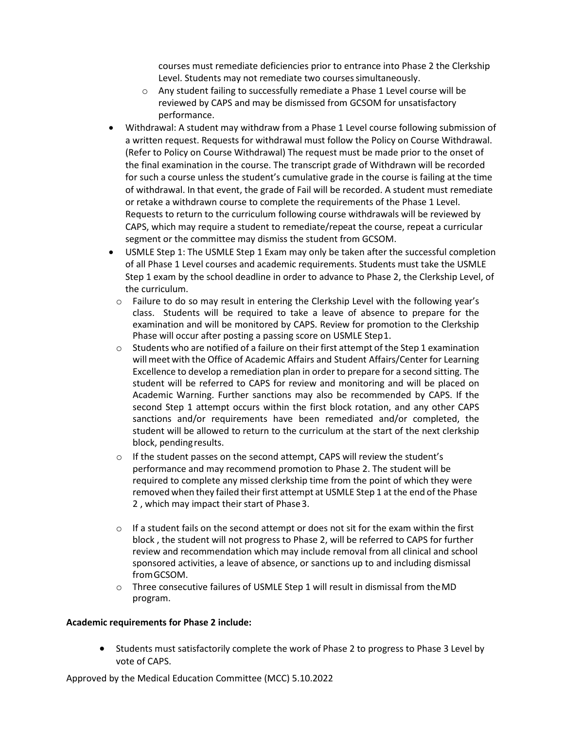courses must remediate deficiencies prior to entrance into Phase 2 the Clerkship Level. Students may not remediate two courses simultaneously.
    - Any student failing to successfully remediate a Phase 1 Level course will be reviewed by CAPS and may be dismissed from GCSOM for unsatisfactory performance.
- Withdrawal: A student may withdraw from a Phase 1 Level course following submission of a written request. Requests for withdrawal must follow the Policy on Course Withdrawal. (Refer to Policy on Course Withdrawal) The request must be made prior to the onset of the final examination in the course. The transcript grade of Withdrawn will be recorded for such a course unless the student's cumulative grade in the course is failing at the time of withdrawal. In that event, the grade of Fail will be recorded. A student must remediate or retake a withdrawn course to complete the requirements of the Phase 1 Level. Requests to return to the curriculum following course withdrawals will be reviewed by CAPS, which may require a student to remediate/repeat the course, repeat a curricular segment or the committee may dismiss the student from GCSOM.
- USMLE Step 1: The USMLE Step 1 Exam may only be taken after the successful completion of all Phase 1 Level courses and academic requirements. Students must take the USMLE Step 1 exam by the school deadline in order to advance to Phase 2, the Clerkship Level, of the curriculum.
    - Failure to do so may result in entering the Clerkship Level with the following year's class. Students will be required to take a leave of absence to prepare for the examination and will be monitored by CAPS. Review for promotion to the Clerkship Phase will occur after posting a passing score on USMLE Step1.
    - Students who are notified of a failure on their first attempt of the Step 1 examination will meet with the Office of Academic Affairs and Student Affairs/Center for Learning Excellence to develop a remediation plan in order to prepare for a second sitting. The student will be referred to CAPS for review and monitoring and will be placed on Academic Warning. Further sanctions may also be recommended by CAPS. If the second Step 1 attempt occurs within the first block rotation, and any other CAPS sanctions and/or requirements have been remediated and/or completed, the student will be allowed to return to the curriculum at the start of the next clerkship block, pending results.
    - If the student passes on the second attempt, CAPS will review the student's performance and may recommend promotion to Phase 2. The student will be required to complete any missed clerkship time from the point of which they were removed when they failed their first attempt at USMLE Step 1 at the end of the Phase 2 , which may impact their start of Phase 3.
    - If a student fails on the second attempt or does not sit for the exam within the first block , the student will not progress to Phase 2, will be referred to CAPS for further review and recommendation which may include removal from all clinical and school sponsored activities, a leave of absence, or sanctions up to and including dismissal from GCSOM.
    - Three consecutive failures of USMLE Step 1 will result in dismissal from the MD program.

**Academic requirements for Phase 2 include:**

- Students must satisfactorily complete the work of Phase 2 to progress to Phase 3 Level by vote of CAPS.

Approved by the Medical Education Committee (MCC) 5.10.2022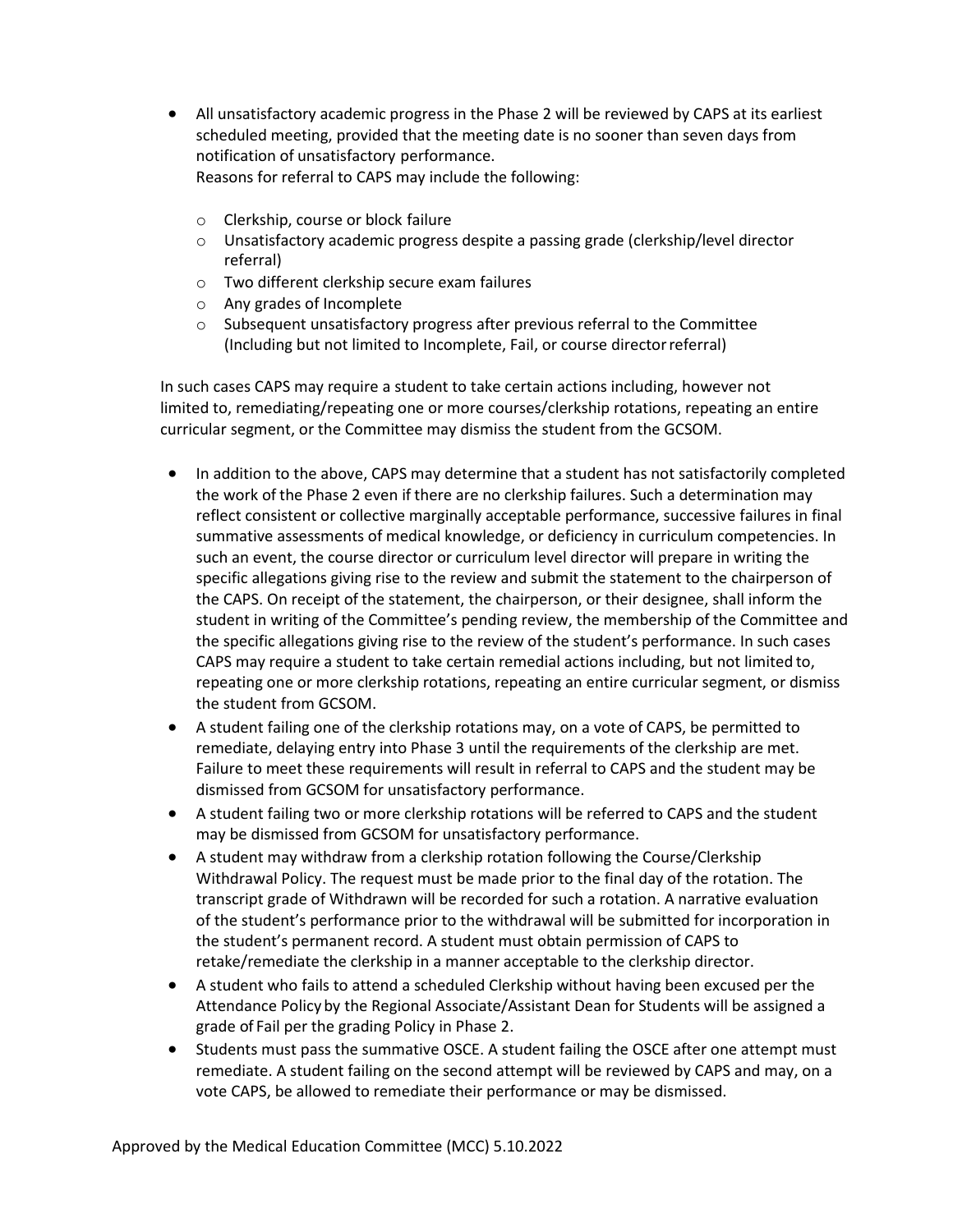- All unsatisfactory academic progress in the Phase 2 will be reviewed by CAPS at its earliest scheduled meeting, provided that the meeting date is no sooner than seven days from notification of unsatisfactory performance.
  Reasons for referral to CAPS may include the following:

  - Clerkship, course or block failure
  - Unsatisfactory academic progress despite a passing grade (clerkship/level director referral)
  - Two different clerkship secure exam failures
  - Any grades of Incomplete
  - Subsequent unsatisfactory progress after previous referral to the Committee (Including but not limited to Incomplete, Fail, or course director referral)

  In such cases CAPS may require a student to take certain actions including, however not limited to, remediating/repeating one or more courses/clerkship rotations, repeating an entire curricular segment, or the Committee may dismiss the student from the GCSOM.

- In addition to the above, CAPS may determine that a student has not satisfactorily completed the work of the Phase 2 even if there are no clerkship failures. Such a determination may reflect consistent or collective marginally acceptable performance, successive failures in final summative assessments of medical knowledge, or deficiency in curriculum competencies. In such an event, the course director or curriculum level director will prepare in writing the specific allegations giving rise to the review and submit the statement to the chairperson of the CAPS. On receipt of the statement, the chairperson, or their designee, shall inform the student in writing of the Committee's pending review, the membership of the Committee and the specific allegations giving rise to the review of the student's performance. In such cases CAPS may require a student to take certain remedial actions including, but not limited to, repeating one or more clerkship rotations, repeating an entire curricular segment, or dismiss the student from GCSOM.
- A student failing one of the clerkship rotations may, on a vote of CAPS, be permitted to remediate, delaying entry into Phase 3 until the requirements of the clerkship are met. Failure to meet these requirements will result in referral to CAPS and the student may be dismissed from GCSOM for unsatisfactory performance.
- A student failing two or more clerkship rotations will be referred to CAPS and the student may be dismissed from GCSOM for unsatisfactory performance.
- A student may withdraw from a clerkship rotation following the Course/Clerkship Withdrawal Policy. The request must be made prior to the final day of the rotation. The transcript grade of Withdrawn will be recorded for such a rotation. A narrative evaluation of the student's performance prior to the withdrawal will be submitted for incorporation in the student's permanent record. A student must obtain permission of CAPS to retake/remediate the clerkship in a manner acceptable to the clerkship director.
- A student who fails to attend a scheduled Clerkship without having been excused per the Attendance Policy by the Regional Associate/Assistant Dean for Students will be assigned a grade of Fail per the grading Policy in Phase 2.
- Students must pass the summative OSCE. A student failing the OSCE after one attempt must remediate. A student failing on the second attempt will be reviewed by CAPS and may, on a vote CAPS, be allowed to remediate their performance or may be dismissed.

Approved by the Medical Education Committee (MCC) 5.10.2022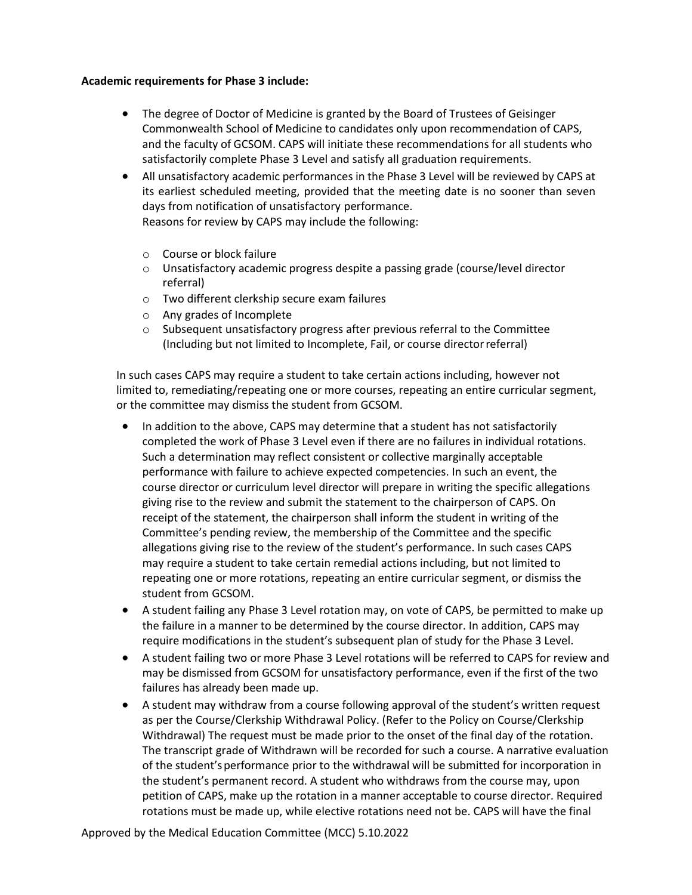**Academic requirements for Phase 3 include:**

- The degree of Doctor of Medicine is granted by the Board of Trustees of Geisinger Commonwealth School of Medicine to candidates only upon recommendation of CAPS, and the faculty of GCSOM. CAPS will initiate these recommendations for all students who satisfactorily complete Phase 3 Level and satisfy all graduation requirements.
- All unsatisfactory academic performances in the Phase 3 Level will be reviewed by CAPS at its earliest scheduled meeting, provided that the meeting date is no sooner than seven days from notification of unsatisfactory performance.
  Reasons for review by CAPS may include the following:

  - Course or block failure
  - Unsatisfactory academic progress despite a passing grade (course/level director referral)
  - Two different clerkship secure exam failures
  - Any grades of Incomplete
  - Subsequent unsatisfactory progress after previous referral to the Committee (Including but not limited to Incomplete, Fail, or course director referral)

In such cases CAPS may require a student to take certain actions including, however not limited to, remediating/repeating one or more courses, repeating an entire curricular segment, or the committee may dismiss the student from GCSOM.

- In addition to the above, CAPS may determine that a student has not satisfactorily completed the work of Phase 3 Level even if there are no failures in individual rotations. Such a determination may reflect consistent or collective marginally acceptable performance with failure to achieve expected competencies. In such an event, the course director or curriculum level director will prepare in writing the specific allegations giving rise to the review and submit the statement to the chairperson of CAPS. On receipt of the statement, the chairperson shall inform the student in writing of the Committee's pending review, the membership of the Committee and the specific allegations giving rise to the review of the student's performance. In such cases CAPS may require a student to take certain remedial actions including, but not limited to repeating one or more rotations, repeating an entire curricular segment, or dismiss the student from GCSOM.
- A student failing any Phase 3 Level rotation may, on vote of CAPS, be permitted to make up the failure in a manner to be determined by the course director. In addition, CAPS may require modifications in the student's subsequent plan of study for the Phase 3 Level.
- A student failing two or more Phase 3 Level rotations will be referred to CAPS for review and may be dismissed from GCSOM for unsatisfactory performance, even if the first of the two failures has already been made up.
- A student may withdraw from a course following approval of the student's written request as per the Course/Clerkship Withdrawal Policy. (Refer to the Policy on Course/Clerkship Withdrawal) The request must be made prior to the onset of the final day of the rotation. The transcript grade of Withdrawn will be recorded for such a course. A narrative evaluation of the student's performance prior to the withdrawal will be submitted for incorporation in the student's permanent record. A student who withdraws from the course may, upon petition of CAPS, make up the rotation in a manner acceptable to course director. Required rotations must be made up, while elective rotations need not be. CAPS will have the final

Approved by the Medical Education Committee (MCC) 5.10.2022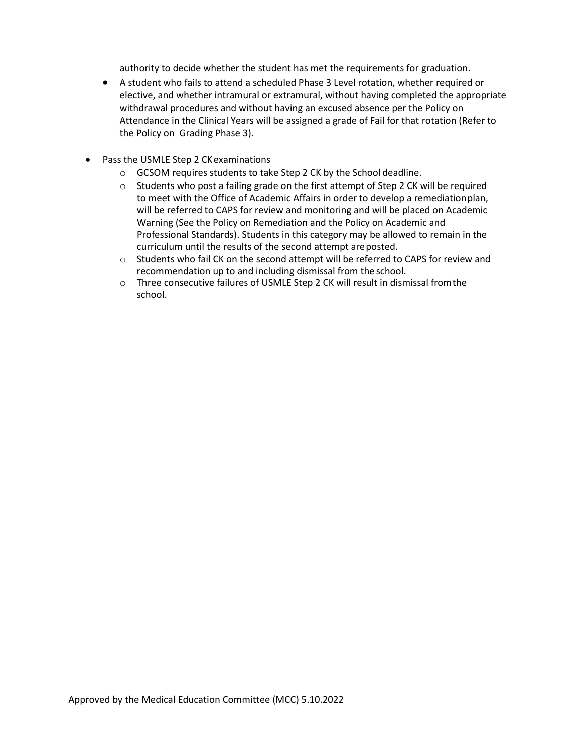authority to decide whether the student has met the requirements for graduation.

  - A student who fails to attend a scheduled Phase 3 Level rotation, whether required or elective, and whether intramural or extramural, without having completed the appropriate withdrawal procedures and without having an excused absence per the Policy on Attendance in the Clinical Years will be assigned a grade of Fail for that rotation (Refer to the Policy on Grading Phase 3).

- Pass the USMLE Step 2 CK examinations
  - GCSOM requires students to take Step 2 CK by the School deadline.
  - Students who post a failing grade on the first attempt of Step 2 CK will be required to meet with the Office of Academic Affairs in order to develop a remediation plan, will be referred to CAPS for review and monitoring and will be placed on Academic Warning (See the Policy on Remediation and the Policy on Academic and Professional Standards). Students in this category may be allowed to remain in the curriculum until the results of the second attempt are posted.
  - Students who fail CK on the second attempt will be referred to CAPS for review and recommendation up to and including dismissal from the school.
  - Three consecutive failures of USMLE Step 2 CK will result in dismissal from the school.

Approved by the Medical Education Committee (MCC) 5.10.2022